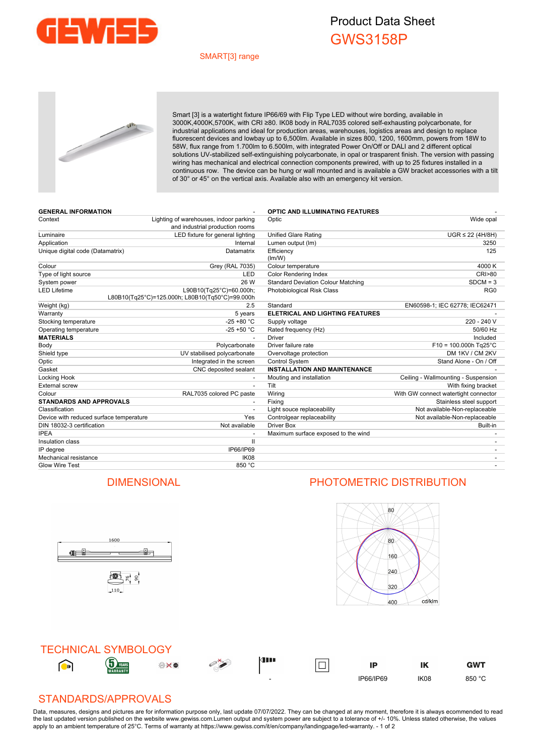# Product Data Sheet

## GWS3158P

SMART[3] range

Smart [3] is a watertight fixture IP66/69 with Flip Type LED without wire bording, available in 3000K,4000K,5700K, with CRI ≥80. IK08 body in RAL7035 colored self-exhausting polycarbonate, for industrial applications and ideal for production areas, warehouses, logistics areas and design to replace fluorescent devices and lowbay up to 6,500lm. Available in sizes 800, 1200, 1600mm, powers from 18W to 58W, flux range from 1.700lm to 6.500lm, with integrated Power On/Off or DALI and 2 different optical solutions UV-stabilized self-extinguishing polycarbonate, in opal or trasparent finish. The version with passing wiring has mechanical and electrical connection components prewired, with up to 25 fixtures installed in a continuous row. The device can be hung or wall mounted and is available a GW bracket accessories with a tilt of 30° or 45° on the vertical axis. Available also with an emergency kit version.

| **GENERAL INFORMATION** | - |
|---|---|
| Context | Lighting of warehouses, indoor parking and industrial production rooms |
| Luminaire | LED fixture for general lighting |
| Application | Internal |
| Unique digital code (Datamatrix) | Datamatrix |
| Colour | Grey (RAL 7035) |
| Type of light source | LED |
| System power | 26 W |
| LED Lifetime | L90B10(Tq25°C)=60.000h; L80B10(Tq25°C)=125.000h; L80B10(Tq50°C)=99.000h |
| Weight (kg) | 2.5 |
| Warranty | 5 years |
| Stocking temperature | -25 +80 °C |
| Operating temperature | -25 +50 °C |
| **MATERIALS** | - |
| Body | Polycarbonate |
| Shield type | UV stabilised polycarbonate |
| Optic | Integrated in the screen |
| Gasket | CNC deposited sealant |
| Locking Hook | - |
| External screw | - |
| Colour | RAL7035 colored PC paste |
| **STANDARDS AND APPROVALS** | - |
| Classification | - |
| Device with reduced surface temperature | Yes |
| DIN 18032-3 certification | Not available |
| IPEA | - |
| Insulation class | II |
| IP degree | IP66/IP69 |
| Mechanical resistance | IK08 |
| Glow Wire Test | 850 °C |

| **OPTIC AND ILLUMINATING FEATURES** | - |
|---|---|
| Optic | Wide opal |
| Unified Glare Rating | UGR ≤ 22 (4H/8H) |
| Lumen output (lm) | 3250 |
| Efficiency (lm/W) | 125 |
| Colour temperature | 4000 K |
| Color Rendering Index | CRI>80 |
| Standard Deviation Colour Matching | SDCM = 3 |
| Photobiological Risk Class | RG0 |
| Standard | EN60598-1; IEC 62778; IEC62471 |
| **ELETRICAL AND LIGHTING FEATURES** | - |
| Supply voltage | 220 - 240 V |
| Rated frequency (Hz) | 50/60 Hz |
| Driver | Included |
| Driver failure rate | F10 = 100.000h Tq25°C |
| Overvoltage protection | DM 1KV / CM 2KV |
| Control System | Stand Alone - On / Off |
| **INSTALLATION AND MAINTENANCE** | - |
| Mouting and installation | Ceiling - Wallmounting - Suspension |
| Tilt | With fixing bracket |
| Wiring | With GW connect watertight connector |
| Fixing | Stainless steel support |
| Light souce replaceability | Not available-Non-replaceable |
| Controlgear replaceability | Not available-Non-replaceable |
| Driver Box | Built-in |
| Maximum surface exposed to the wind | - |
| | - |
| | - |
| | - |
| | - |

## DIMENSIONAL

1600

76 90

110

## PHOTOMETRIC DISTRIBUTION

80 80 160 240 320 400 cd/klm

## TECHNICAL SYMBOLOGY

| | | | | | | IP | IK | GWT |
|---|---|---|---|---|---|---|---|---|
| | | | | - | | IP66/IP69 | IK08 | 850 °C |

## STANDARDS/APPROVALS

Data, measures, designs and pictures are for information purpose only, last update 07/07/2022. They can be changed at any moment, therefore it is always ecommended to read the last updated version published on the website www.gewiss.com.Lumen output and system power are subject to a tolerance of +/- 10%. Unless stated otherwise, the values apply to an ambient temperature of 25°C. Terms of warranty at https://www.gewiss.com/it/en/company/landingpage/led-warranty.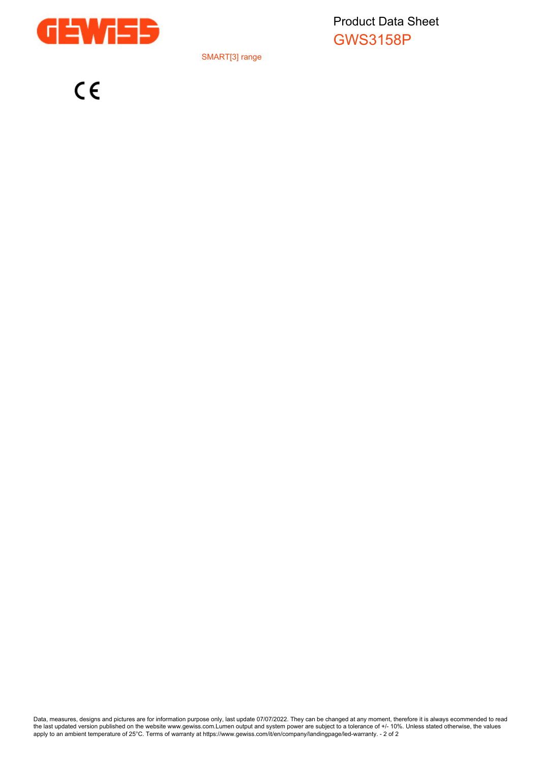Product Data Sheet

GWS3158P

SMART[3] range

CE

Data, measures, designs and pictures are for information purpose only, last update 07/07/2022. They can be changed at any moment, therefore it is always ecommended to read the last updated version published on the website www.gewiss.com.Lumen output and system power are subject to a tolerance of +/- 10%. Unless stated otherwise, the values apply to an ambient temperature of 25°C. Terms of warranty at https://www.gewiss.com/it/en/company/landingpage/led-warranty.